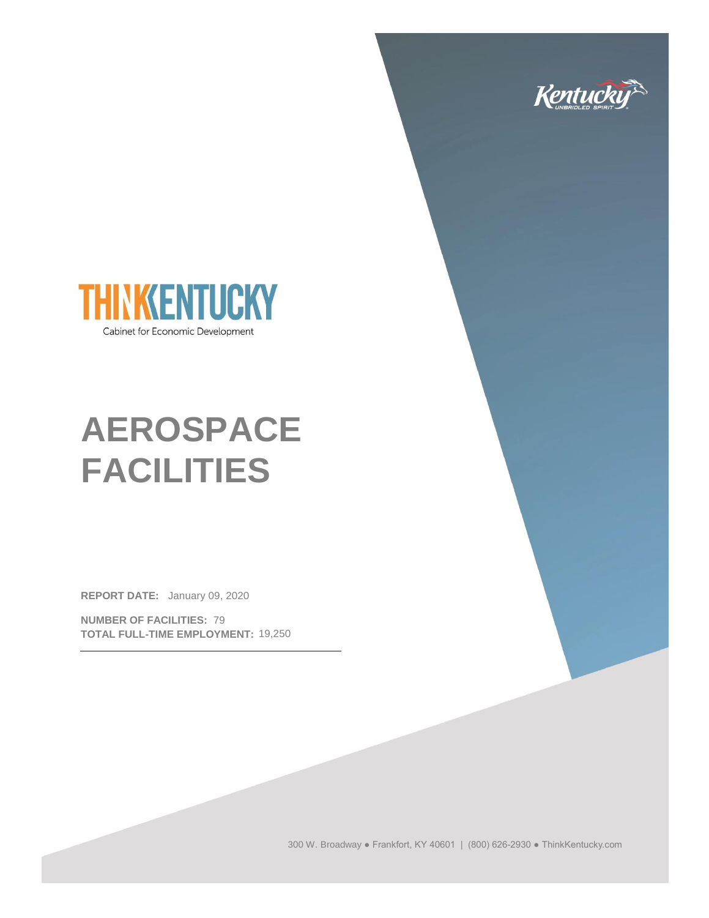Kentucky
UNBRIDLED SPIRIT

THINKENTUCKY
Cabinet for Economic Development

# AEROSPACE FACILITIES

**REPORT DATE:** January 09, 2020

**NUMBER OF FACILITIES:** 79
**TOTAL FULL-TIME EMPLOYMENT:** 19,250

300 W. Broadway ● Frankfort, KY 40601 | (800) 626-2930 ● ThinkKentucky.com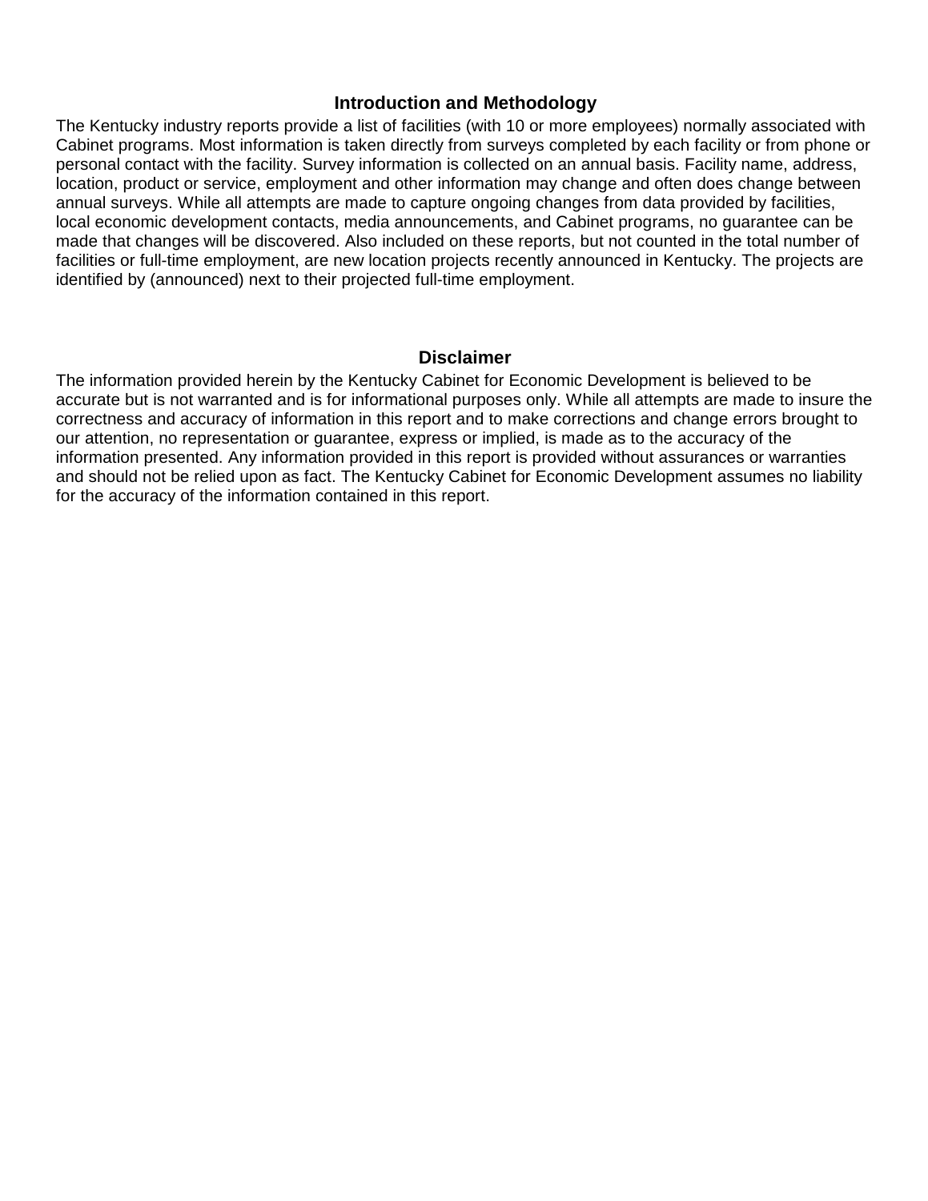## Introduction and Methodology

The Kentucky industry reports provide a list of facilities (with 10 or more employees) normally associated with Cabinet programs. Most information is taken directly from surveys completed by each facility or from phone or personal contact with the facility. Survey information is collected on an annual basis. Facility name, address, location, product or service, employment and other information may change and often does change between annual surveys. While all attempts are made to capture ongoing changes from data provided by facilities, local economic development contacts, media announcements, and Cabinet programs, no guarantee can be made that changes will be discovered. Also included on these reports, but not counted in the total number of facilities or full-time employment, are new location projects recently announced in Kentucky. The projects are identified by (announced) next to their projected full-time employment.

## Disclaimer

The information provided herein by the Kentucky Cabinet for Economic Development is believed to be accurate but is not warranted and is for informational purposes only. While all attempts are made to insure the correctness and accuracy of information in this report and to make corrections and change errors brought to our attention, no representation or guarantee, express or implied, is made as to the accuracy of the information presented. Any information provided in this report is provided without assurances or warranties and should not be relied upon as fact. The Kentucky Cabinet for Economic Development assumes no liability for the accuracy of the information contained in this report.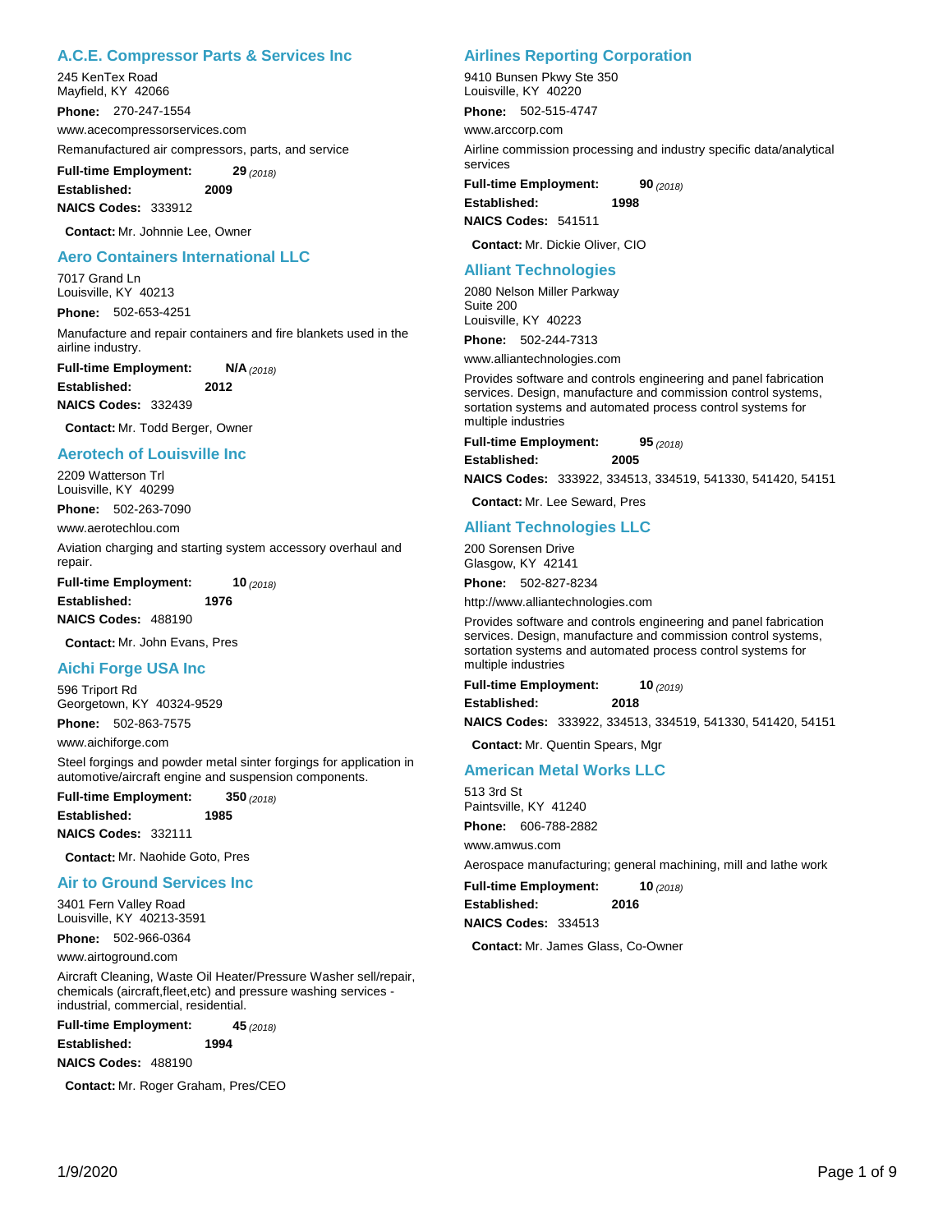## A.C.E. Compressor Parts & Services Inc

245 KenTex Road
Mayfield, KY 42066

**Phone:** 270-247-1554

www.acecompressorservices.com

Remanufactured air compressors, parts, and service

**Full-time Employment:** **29** *(2018)*

**Established:** **2009**

**NAICS Codes:** 333912

**Contact:** Mr. Johnnie Lee, Owner

## Aero Containers International LLC

7017 Grand Ln
Louisville, KY 40213

**Phone:** 502-653-4251

Manufacture and repair containers and fire blankets used in the airline industry.

**Full-time Employment:** **N/A** *(2018)*

**Established:** **2012**

**NAICS Codes:** 332439

**Contact:** Mr. Todd Berger, Owner

## Aerotech of Louisville Inc

2209 Watterson Trl
Louisville, KY 40299

**Phone:** 502-263-7090

www.aerotechlou.com

Aviation charging and starting system accessory overhaul and repair.

**Full-time Employment:** **10** *(2018)*

**Established:** **1976**

**NAICS Codes:** 488190

**Contact:** Mr. John Evans, Pres

## Aichi Forge USA Inc

596 Triport Rd
Georgetown, KY 40324-9529

**Phone:** 502-863-7575

www.aichiforge.com

Steel forgings and powder metal sinter forgings for application in automotive/aircraft engine and suspension components.

**Full-time Employment:** **350** *(2018)*

**Established:** **1985**

**NAICS Codes:** 332111

**Contact:** Mr. Naohide Goto, Pres

## Air to Ground Services Inc

3401 Fern Valley Road
Louisville, KY 40213-3591

**Phone:** 502-966-0364

www.airtoground.com

Aircraft Cleaning, Waste Oil Heater/Pressure Washer sell/repair, chemicals (aircraft,fleet,etc) and pressure washing services - industrial, commercial, residential.

**Full-time Employment:** **45** *(2018)*

**Established:** **1994**

**NAICS Codes:** 488190

**Contact:** Mr. Roger Graham, Pres/CEO

## Airlines Reporting Corporation

9410 Bunsen Pkwy Ste 350
Louisville, KY 40220

**Phone:** 502-515-4747

www.arccorp.com

Airline commission processing and industry specific data/analytical services

**Full-time Employment:** **90** *(2018)*

**Established:** **1998**

**NAICS Codes:** 541511

**Contact:** Mr. Dickie Oliver, CIO

## Alliant Technologies

2080 Nelson Miller Parkway
Suite 200
Louisville, KY 40223

**Phone:** 502-244-7313

www.alliantechnologies.com

Provides software and controls engineering and panel fabrication services. Design, manufacture and commission control systems, sortation systems and automated process control systems for multiple industries

**Full-time Employment:** **95** *(2018)*

**Established:** **2005**

**NAICS Codes:** 333922, 334513, 334519, 541330, 541420, 54151

**Contact:** Mr. Lee Seward, Pres

## Alliant Technologies LLC

200 Sorensen Drive
Glasgow, KY 42141

**Phone:** 502-827-8234

http://www.alliantechnologies.com

Provides software and controls engineering and panel fabrication services. Design, manufacture and commission control systems, sortation systems and automated process control systems for multiple industries

**Full-time Employment:** **10** *(2019)*

**Established:** **2018**

**NAICS Codes:** 333922, 334513, 334519, 541330, 541420, 54151

**Contact:** Mr. Quentin Spears, Mgr

## American Metal Works LLC

513 3rd St
Paintsville, KY 41240

**Phone:** 606-788-2882

www.amwus.com

Aerospace manufacturing; general machining, mill and lathe work

**Full-time Employment:** **10** *(2018)*

**Established:** **2016**

**NAICS Codes:** 334513

**Contact:** Mr. James Glass, Co-Owner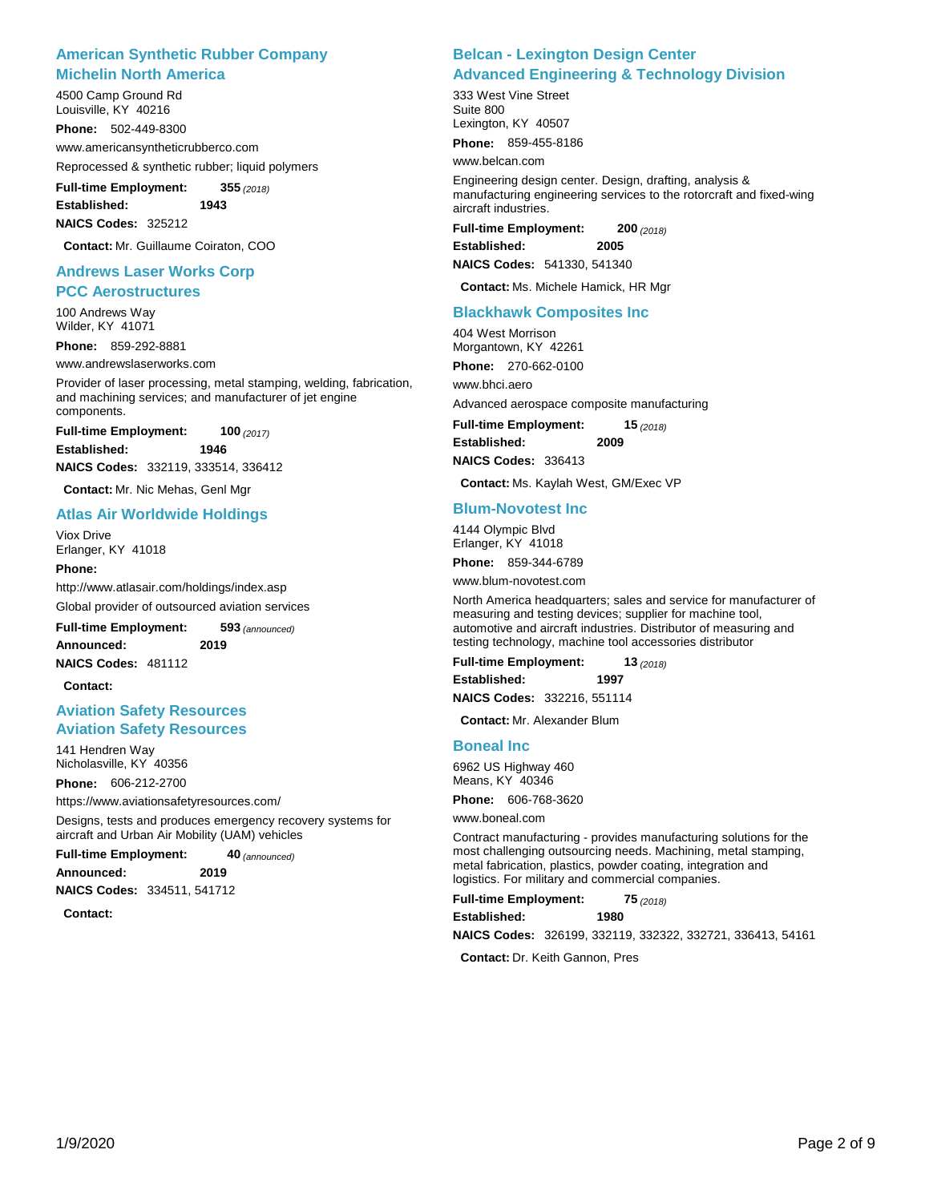## American Synthetic Rubber Company
## Michelin North America

4500 Camp Ground Rd
Louisville, KY 40216

**Phone:** 502-449-8300

www.americansyntheticrubberco.com

Reprocessed & synthetic rubber; liquid polymers

**Full-time Employment:** **355** *(2018)*

**Established:** **1943**

**NAICS Codes:** 325212

**Contact:** Mr. Guillaume Coiraton, COO

## Andrews Laser Works Corp
## PCC Aerostructures

100 Andrews Way
Wilder, KY 41071

**Phone:** 859-292-8881

www.andrewslaserworks.com

Provider of laser processing, metal stamping, welding, fabrication, and machining services; and manufacturer of jet engine components.

**Full-time Employment:** **100** *(2017)*

**Established:** **1946**

**NAICS Codes:** 332119, 333514, 336412

**Contact:** Mr. Nic Mehas, Genl Mgr

## Atlas Air Worldwide Holdings

Viox Drive
Erlanger, KY 41018

**Phone:**

http://www.atlasair.com/holdings/index.asp

Global provider of outsourced aviation services

**Full-time Employment:** **593** *(announced)*

**Announced:** **2019**

**NAICS Codes:** 481112

**Contact:**

## Aviation Safety Resources
## Aviation Safety Resources

141 Hendren Way
Nicholasville, KY 40356

**Phone:** 606-212-2700

https://www.aviationsafetyresources.com/

Designs, tests and produces emergency recovery systems for aircraft and Urban Air Mobility (UAM) vehicles

**Full-time Employment:** **40** *(announced)*

**Announced:** **2019**

**NAICS Codes:** 334511, 541712

**Contact:**

## Belcan - Lexington Design Center
## Advanced Engineering & Technology Division

333 West Vine Street
Suite 800
Lexington, KY 40507

**Phone:** 859-455-8186

www.belcan.com

Engineering design center. Design, drafting, analysis & manufacturing engineering services to the rotorcraft and fixed-wing aircraft industries.

**Full-time Employment:** **200** *(2018)*

**Established:** **2005**

**NAICS Codes:** 541330, 541340

**Contact:** Ms. Michele Hamick, HR Mgr

## Blackhawk Composites Inc

404 West Morrison
Morgantown, KY 42261

**Phone:** 270-662-0100

www.bhci.aero

Advanced aerospace composite manufacturing

**Full-time Employment:** **15** *(2018)*

**Established:** **2009**

**NAICS Codes:** 336413

**Contact:** Ms. Kaylah West, GM/Exec VP

## Blum-Novotest Inc

4144 Olympic Blvd
Erlanger, KY 41018

**Phone:** 859-344-6789

www.blum-novotest.com

North America headquarters; sales and service for manufacturer of measuring and testing devices; supplier for machine tool, automotive and aircraft industries. Distributor of measuring and testing technology, machine tool accessories distributor

**Full-time Employment:** **13** *(2018)*

**Established:** **1997**

**NAICS Codes:** 332216, 551114

**Contact:** Mr. Alexander Blum

## Boneal Inc

6962 US Highway 460
Means, KY 40346

**Phone:** 606-768-3620

www.boneal.com

Contract manufacturing - provides manufacturing solutions for the most challenging outsourcing needs. Machining, metal stamping, metal fabrication, plastics, powder coating, integration and logistics. For military and commercial companies.

**Full-time Employment:** **75** *(2018)*

**Established:** **1980**

**NAICS Codes:** 326199, 332119, 332322, 332721, 336413, 54161

**Contact:** Dr. Keith Gannon, Pres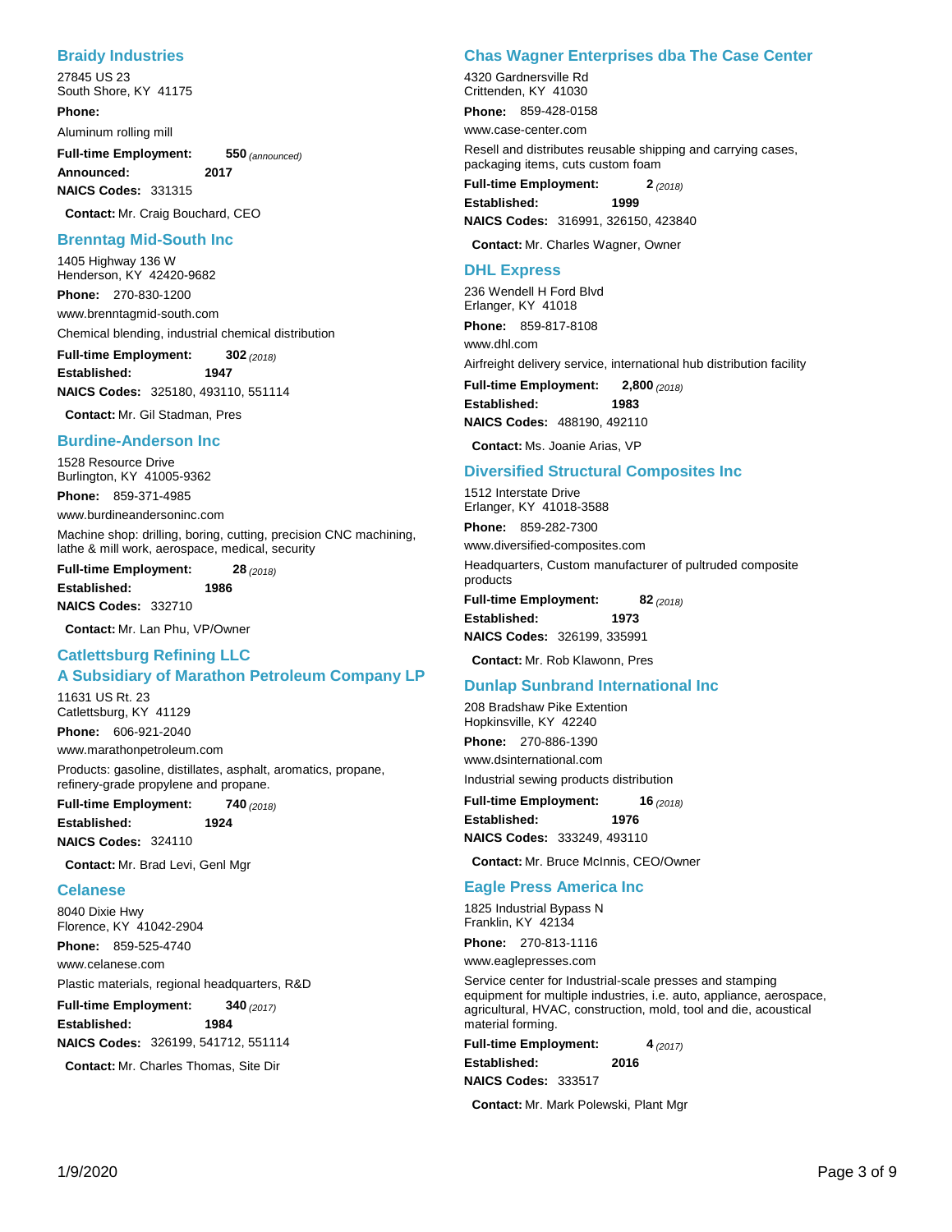## Braidy Industries

27845 US 23
South Shore, KY 41175

**Phone:**

Aluminum rolling mill

**Full-time Employment:** **550** *(announced)*

**Announced:** **2017**

**NAICS Codes:** 331315

**Contact:** Mr. Craig Bouchard, CEO

## Brenntag Mid-South Inc

1405 Highway 136 W
Henderson, KY 42420-9682

**Phone:** 270-830-1200

www.brenntagmid-south.com

Chemical blending, industrial chemical distribution

**Full-time Employment:** **302** *(2018)*

**Established:** **1947**

**NAICS Codes:** 325180, 493110, 551114

**Contact:** Mr. Gil Stadman, Pres

## Burdine-Anderson Inc

1528 Resource Drive
Burlington, KY 41005-9362

**Phone:** 859-371-4985

www.burdineandersoninc.com

Machine shop: drilling, boring, cutting, precision CNC machining, lathe & mill work, aerospace, medical, security

**Full-time Employment:** **28** *(2018)*

**Established:** **1986**

**NAICS Codes:** 332710

**Contact:** Mr. Lan Phu, VP/Owner

## Catlettsburg Refining LLC
## A Subsidiary of Marathon Petroleum Company LP

11631 US Rt. 23
Catlettsburg, KY 41129

**Phone:** 606-921-2040

www.marathonpetroleum.com

Products: gasoline, distillates, asphalt, aromatics, propane, refinery-grade propylene and propane.

**Full-time Employment:** **740** *(2018)*

**Established:** **1924**

**NAICS Codes:** 324110

**Contact:** Mr. Brad Levi, Genl Mgr

## Celanese

8040 Dixie Hwy
Florence, KY 41042-2904

**Phone:** 859-525-4740

www.celanese.com

Plastic materials, regional headquarters, R&D

**Full-time Employment:** **340** *(2017)*

**Established:** **1984**

**NAICS Codes:** 326199, 541712, 551114

**Contact:** Mr. Charles Thomas, Site Dir

## Chas Wagner Enterprises dba The Case Center

4320 Gardnersville Rd
Crittenden, KY 41030

**Phone:** 859-428-0158

www.case-center.com

Resell and distributes reusable shipping and carrying cases, packaging items, cuts custom foam

**Full-time Employment:** **2** *(2018)*

**Established:** **1999**

**NAICS Codes:** 316991, 326150, 423840

**Contact:** Mr. Charles Wagner, Owner

## DHL Express

236 Wendell H Ford Blvd
Erlanger, KY 41018

**Phone:** 859-817-8108

www.dhl.com

Airfreight delivery service, international hub distribution facility

**Full-time Employment:** **2,800** *(2018)*

**Established:** **1983**

**NAICS Codes:** 488190, 492110

**Contact:** Ms. Joanie Arias, VP

## Diversified Structural Composites Inc

1512 Interstate Drive
Erlanger, KY 41018-3588

**Phone:** 859-282-7300

www.diversified-composites.com

Headquarters, Custom manufacturer of pultruded composite products

**Full-time Employment:** **82** *(2018)*

**Established:** **1973**

**NAICS Codes:** 326199, 335991

**Contact:** Mr. Rob Klawonn, Pres

## Dunlap Sunbrand International Inc

208 Bradshaw Pike Extention
Hopkinsville, KY 42240

**Phone:** 270-886-1390

www.dsinternational.com

Industrial sewing products distribution

**Full-time Employment:** **16** *(2018)*

**Established:** **1976**

**NAICS Codes:** 333249, 493110

**Contact:** Mr. Bruce McInnis, CEO/Owner

## Eagle Press America Inc

1825 Industrial Bypass N
Franklin, KY 42134

**Phone:** 270-813-1116

www.eaglepresses.com

Service center for Industrial-scale presses and stamping equipment for multiple industries, i.e. auto, appliance, aerospace, agricultural, HVAC, construction, mold, tool and die, acoustical material forming.

**Full-time Employment:** **4** *(2017)*

**Established:** **2016**

**NAICS Codes:** 333517

**Contact:** Mr. Mark Polewski, Plant Mgr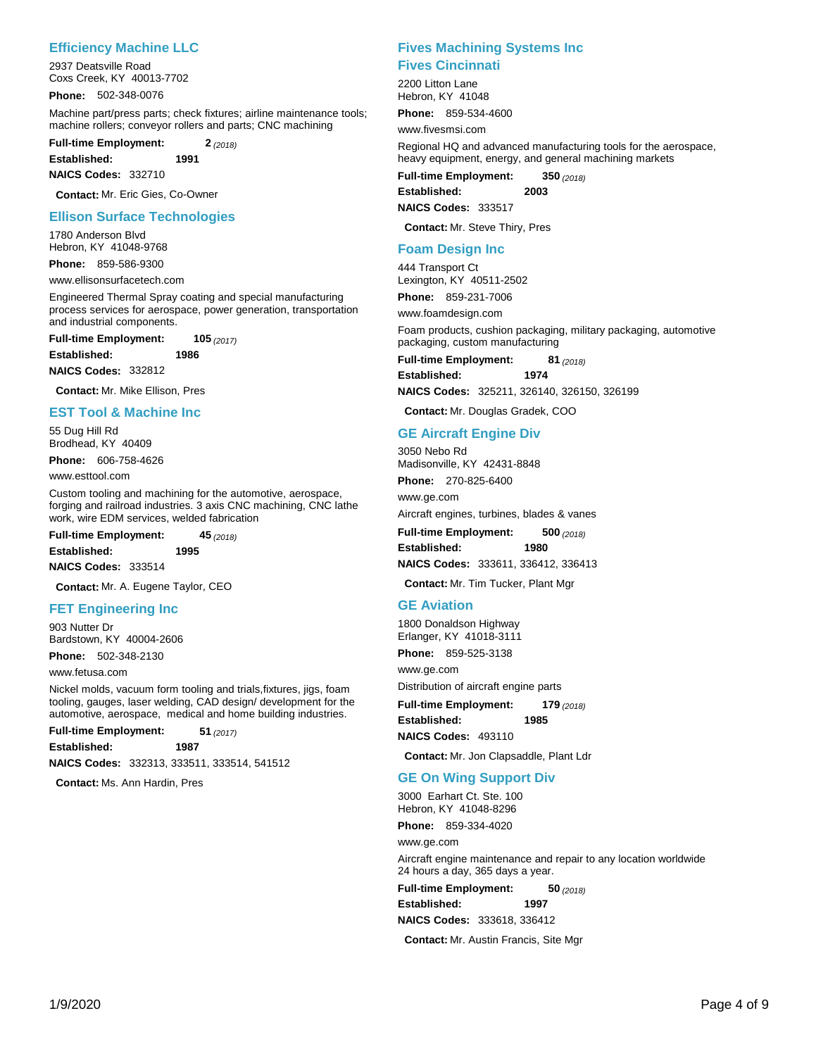## Efficiency Machine LLC

2937 Deatsville Road
Coxs Creek, KY 40013-7702

**Phone:** 502-348-0076

Machine part/press parts; check fixtures; airline maintenance tools; machine rollers; conveyor rollers and parts; CNC machining

**Full-time Employment:** **2** *(2018)*

**Established:** **1991**

**NAICS Codes:** 332710

**Contact:** Mr. Eric Gies, Co-Owner

## Ellison Surface Technologies

1780 Anderson Blvd
Hebron, KY 41048-9768

**Phone:** 859-586-9300

www.ellisonsurfacetech.com

Engineered Thermal Spray coating and special manufacturing process services for aerospace, power generation, transportation and industrial components.

**Full-time Employment:** **105** *(2017)*

**Established:** **1986**

**NAICS Codes:** 332812

**Contact:** Mr. Mike Ellison, Pres

## EST Tool & Machine Inc

55 Dug Hill Rd
Brodhead, KY 40409

**Phone:** 606-758-4626

www.esttool.com

Custom tooling and machining for the automotive, aerospace, forging and railroad industries. 3 axis CNC machining, CNC lathe work, wire EDM services, welded fabrication

**Full-time Employment:** **45** *(2018)*

**Established:** **1995**

**NAICS Codes:** 333514

**Contact:** Mr. A. Eugene Taylor, CEO

## FET Engineering Inc

903 Nutter Dr
Bardstown, KY 40004-2606

**Phone:** 502-348-2130

www.fetusa.com

Nickel molds, vacuum form tooling and trials,fixtures, jigs, foam tooling, gauges, laser welding, CAD design/ development for the automotive, aerospace, medical and home building industries.

**Full-time Employment:** **51** *(2017)*

**Established:** **1987**

**NAICS Codes:** 332313, 333511, 333514, 541512

**Contact:** Ms. Ann Hardin, Pres

## Fives Machining Systems Inc
## Fives Cincinnati

2200 Litton Lane
Hebron, KY 41048

**Phone:** 859-534-4600

www.fivesmsi.com

Regional HQ and advanced manufacturing tools for the aerospace, heavy equipment, energy, and general machining markets

**Full-time Employment:** **350** *(2018)*

**Established:** **2003**

**NAICS Codes:** 333517

**Contact:** Mr. Steve Thiry, Pres

## Foam Design Inc

444 Transport Ct
Lexington, KY 40511-2502

**Phone:** 859-231-7006

www.foamdesign.com

Foam products, cushion packaging, military packaging, automotive packaging, custom manufacturing

**Full-time Employment:** **81** *(2018)*

**Established:** **1974**

**NAICS Codes:** 325211, 326140, 326150, 326199

**Contact:** Mr. Douglas Gradek, COO

## GE Aircraft Engine Div

3050 Nebo Rd
Madisonville, KY 42431-8848

**Phone:** 270-825-6400

www.ge.com

Aircraft engines, turbines, blades & vanes

**Full-time Employment:** **500** *(2018)*

**Established:** **1980**

**NAICS Codes:** 333611, 336412, 336413

**Contact:** Mr. Tim Tucker, Plant Mgr

## GE Aviation

1800 Donaldson Highway
Erlanger, KY 41018-3111

**Phone:** 859-525-3138

www.ge.com

Distribution of aircraft engine parts

**Full-time Employment:** **179** *(2018)*

**Established:** **1985**

**NAICS Codes:** 493110

**Contact:** Mr. Jon Clapsaddle, Plant Ldr

## GE On Wing Support Div

3000 Earhart Ct. Ste. 100
Hebron, KY 41048-8296

**Phone:** 859-334-4020

www.ge.com

Aircraft engine maintenance and repair to any location worldwide 24 hours a day, 365 days a year.

**Full-time Employment:** **50** *(2018)*

**Established:** **1997**

**NAICS Codes:** 333618, 336412

**Contact:** Mr. Austin Francis, Site Mgr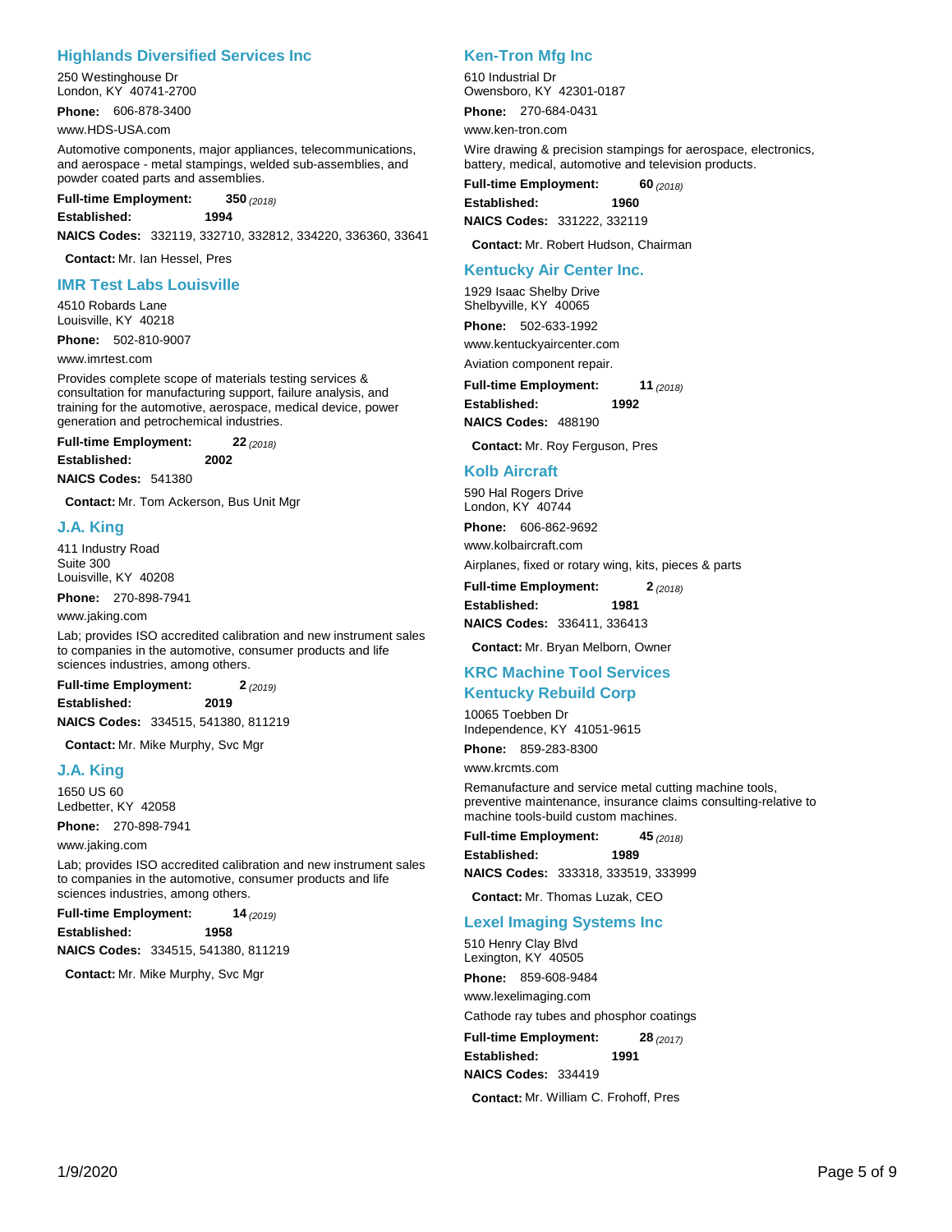## Highlands Diversified Services Inc

250 Westinghouse Dr
London, KY 40741-2700

**Phone:** 606-878-3400

www.HDS-USA.com

Automotive components, major appliances, telecommunications, and aerospace - metal stampings, welded sub-assemblies, and powder coated parts and assemblies.

**Full-time Employment:** **350** *(2018)*

**Established:** **1994**

**NAICS Codes:** 332119, 332710, 332812, 334220, 336360, 33641

**Contact:** Mr. Ian Hessel, Pres

## IMR Test Labs Louisville

4510 Robards Lane
Louisville, KY 40218

**Phone:** 502-810-9007

www.imrtest.com

Provides complete scope of materials testing services & consultation for manufacturing support, failure analysis, and training for the automotive, aerospace, medical device, power generation and petrochemical industries.

**Full-time Employment:** **22** *(2018)*

**Established:** **2002**

**NAICS Codes:** 541380

**Contact:** Mr. Tom Ackerson, Bus Unit Mgr

## J.A. King

411 Industry Road
Suite 300
Louisville, KY 40208

**Phone:** 270-898-7941

www.jaking.com

Lab; provides ISO accredited calibration and new instrument sales to companies in the automotive, consumer products and life sciences industries, among others.

**Full-time Employment:** **2** *(2019)*

**Established:** **2019**

**NAICS Codes:** 334515, 541380, 811219

**Contact:** Mr. Mike Murphy, Svc Mgr

## J.A. King

1650 US 60
Ledbetter, KY 42058

**Phone:** 270-898-7941

www.jaking.com

Lab; provides ISO accredited calibration and new instrument sales to companies in the automotive, consumer products and life sciences industries, among others.

**Full-time Employment:** **14** *(2019)*

**Established:** **1958**

**NAICS Codes:** 334515, 541380, 811219

**Contact:** Mr. Mike Murphy, Svc Mgr

## Ken-Tron Mfg Inc

610 Industrial Dr
Owensboro, KY 42301-0187

**Phone:** 270-684-0431

www.ken-tron.com

Wire drawing & precision stampings for aerospace, electronics, battery, medical, automotive and television products.

**Full-time Employment:** **60** *(2018)*

**Established:** **1960**

**NAICS Codes:** 331222, 332119

**Contact:** Mr. Robert Hudson, Chairman

## Kentucky Air Center Inc.

1929 Isaac Shelby Drive
Shelbyville, KY 40065

**Phone:** 502-633-1992

www.kentuckyaircenter.com

Aviation component repair.

**Full-time Employment:** **11** *(2018)*

**Established:** **1992**

**NAICS Codes:** 488190

**Contact:** Mr. Roy Ferguson, Pres

## Kolb Aircraft

590 Hal Rogers Drive
London, KY 40744

**Phone:** 606-862-9692

www.kolbaircraft.com

Airplanes, fixed or rotary wing, kits, pieces & parts

**Full-time Employment:** **2** *(2018)*

**Established:** **1981**

**NAICS Codes:** 336411, 336413

**Contact:** Mr. Bryan Melborn, Owner

## KRC Machine Tool Services
## Kentucky Rebuild Corp

10065 Toebben Dr
Independence, KY 41051-9615

**Phone:** 859-283-8300

www.krcmts.com

Remanufacture and service metal cutting machine tools, preventive maintenance, insurance claims consulting-relative to machine tools-build custom machines.

**Full-time Employment:** **45** *(2018)*

**Established:** **1989**

**NAICS Codes:** 333318, 333519, 333999

**Contact:** Mr. Thomas Luzak, CEO

## Lexel Imaging Systems Inc

510 Henry Clay Blvd
Lexington, KY 40505

**Phone:** 859-608-9484

www.lexelimaging.com

Cathode ray tubes and phosphor coatings

**Full-time Employment:** **28** *(2017)*

**Established:** **1991**

**NAICS Codes:** 334419

**Contact:** Mr. William C. Frohoff, Pres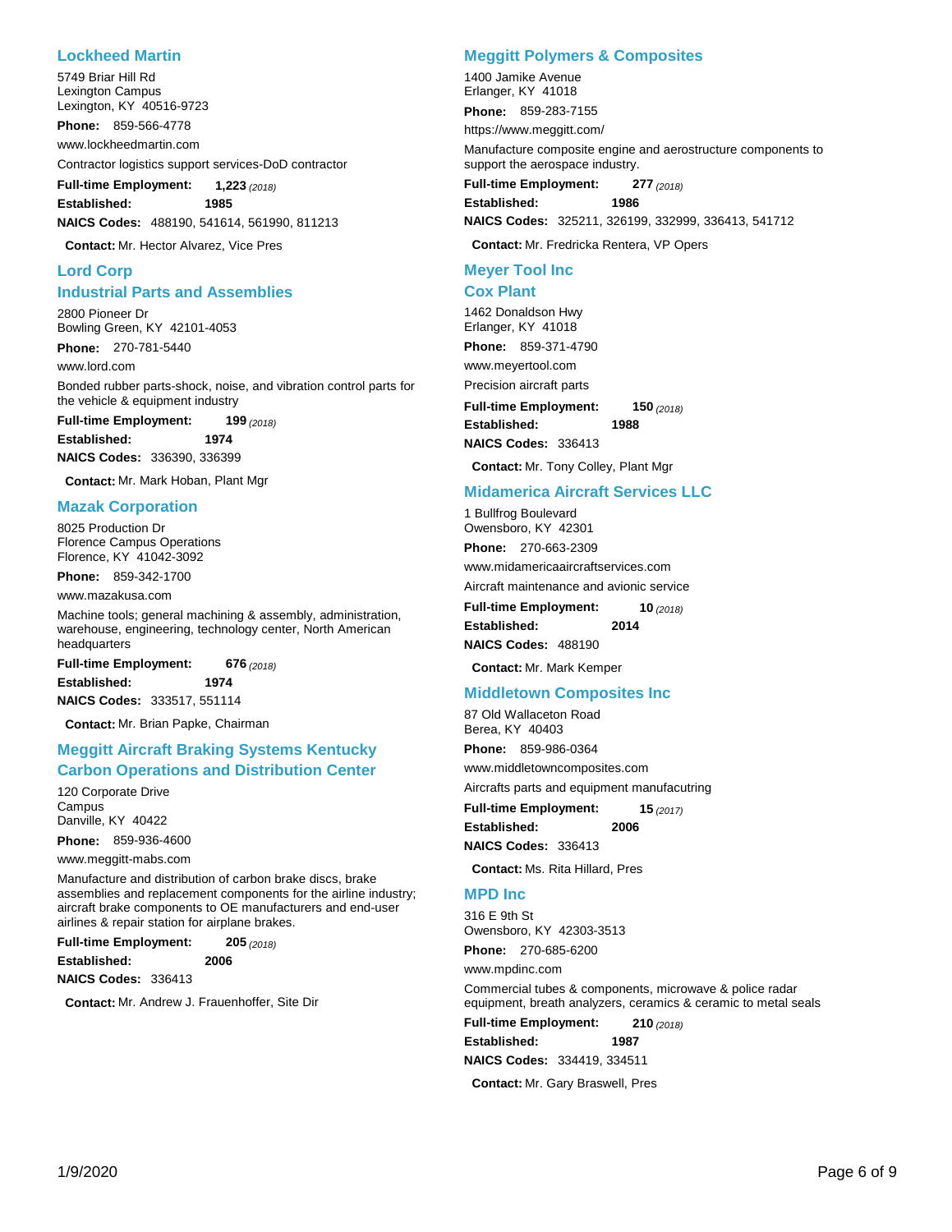## Lockheed Martin

5749 Briar Hill Rd
Lexington Campus
Lexington, KY 40516-9723

**Phone:** 859-566-4778

www.lockheedmartin.com

Contractor logistics support services-DoD contractor

**Full-time Employment:** **1,223** *(2018)*

**Established:** **1985**

**NAICS Codes:** 488190, 541614, 561990, 811213

**Contact:** Mr. Hector Alvarez, Vice Pres

## Lord Corp
## Industrial Parts and Assemblies

2800 Pioneer Dr
Bowling Green, KY 42101-4053

**Phone:** 270-781-5440

www.lord.com

Bonded rubber parts-shock, noise, and vibration control parts for the vehicle & equipment industry

**Full-time Employment:** **199** *(2018)*

**Established:** **1974**

**NAICS Codes:** 336390, 336399

**Contact:** Mr. Mark Hoban, Plant Mgr

## Mazak Corporation

8025 Production Dr
Florence Campus Operations
Florence, KY 41042-3092

**Phone:** 859-342-1700

www.mazakusa.com

Machine tools; general machining & assembly, administration, warehouse, engineering, technology center, North American headquarters

**Full-time Employment:** **676** *(2018)*

**Established:** **1974**

**NAICS Codes:** 333517, 551114

**Contact:** Mr. Brian Papke, Chairman

## Meggitt Aircraft Braking Systems Kentucky Carbon Operations and Distribution Center

120 Corporate Drive
Campus
Danville, KY 40422

**Phone:** 859-936-4600

www.meggitt-mabs.com

Manufacture and distribution of carbon brake discs, brake assemblies and replacement components for the airline industry; aircraft brake components to OE manufacturers and end-user airlines & repair station for airplane brakes.

**Full-time Employment:** **205** *(2018)*

**Established:** **2006**

**NAICS Codes:** 336413

**Contact:** Mr. Andrew J. Frauenhoffer, Site Dir

## Meggitt Polymers & Composites

1400 Jamike Avenue
Erlanger, KY 41018

**Phone:** 859-283-7155

https://www.meggitt.com/

Manufacture composite engine and aerostructure components to support the aerospace industry.

**Full-time Employment:** **277** *(2018)*

**Established:** **1986**

**NAICS Codes:** 325211, 326199, 332999, 336413, 541712

**Contact:** Mr. Fredricka Rentera, VP Opers

## Meyer Tool Inc
## Cox Plant

1462 Donaldson Hwy
Erlanger, KY 41018

**Phone:** 859-371-4790

www.meyertool.com

Precision aircraft parts

**Full-time Employment:** **150** *(2018)*

**Established:** **1988**

**NAICS Codes:** 336413

**Contact:** Mr. Tony Colley, Plant Mgr

## Midamerica Aircraft Services LLC

1 Bullfrog Boulevard
Owensboro, KY 42301

**Phone:** 270-663-2309

www.midamericaaircraftservices.com

Aircraft maintenance and avionic service

**Full-time Employment:** **10** *(2018)*

**Established:** **2014**

**NAICS Codes:** 488190

**Contact:** Mr. Mark Kemper

## Middletown Composites Inc

87 Old Wallaceton Road
Berea, KY 40403

**Phone:** 859-986-0364

www.middletowncomposites.com

Aircrafts parts and equipment manufacutring

**Full-time Employment:** **15** *(2017)*

**Established:** **2006**

**NAICS Codes:** 336413

**Contact:** Ms. Rita Hillard, Pres

## MPD Inc

316 E 9th St
Owensboro, KY 42303-3513

**Phone:** 270-685-6200

www.mpdinc.com

Commercial tubes & components, microwave & police radar equipment, breath analyzers, ceramics & ceramic to metal seals

**Full-time Employment:** **210** *(2018)*

**Established:** **1987**

**NAICS Codes:** 334419, 334511

**Contact:** Mr. Gary Braswell, Pres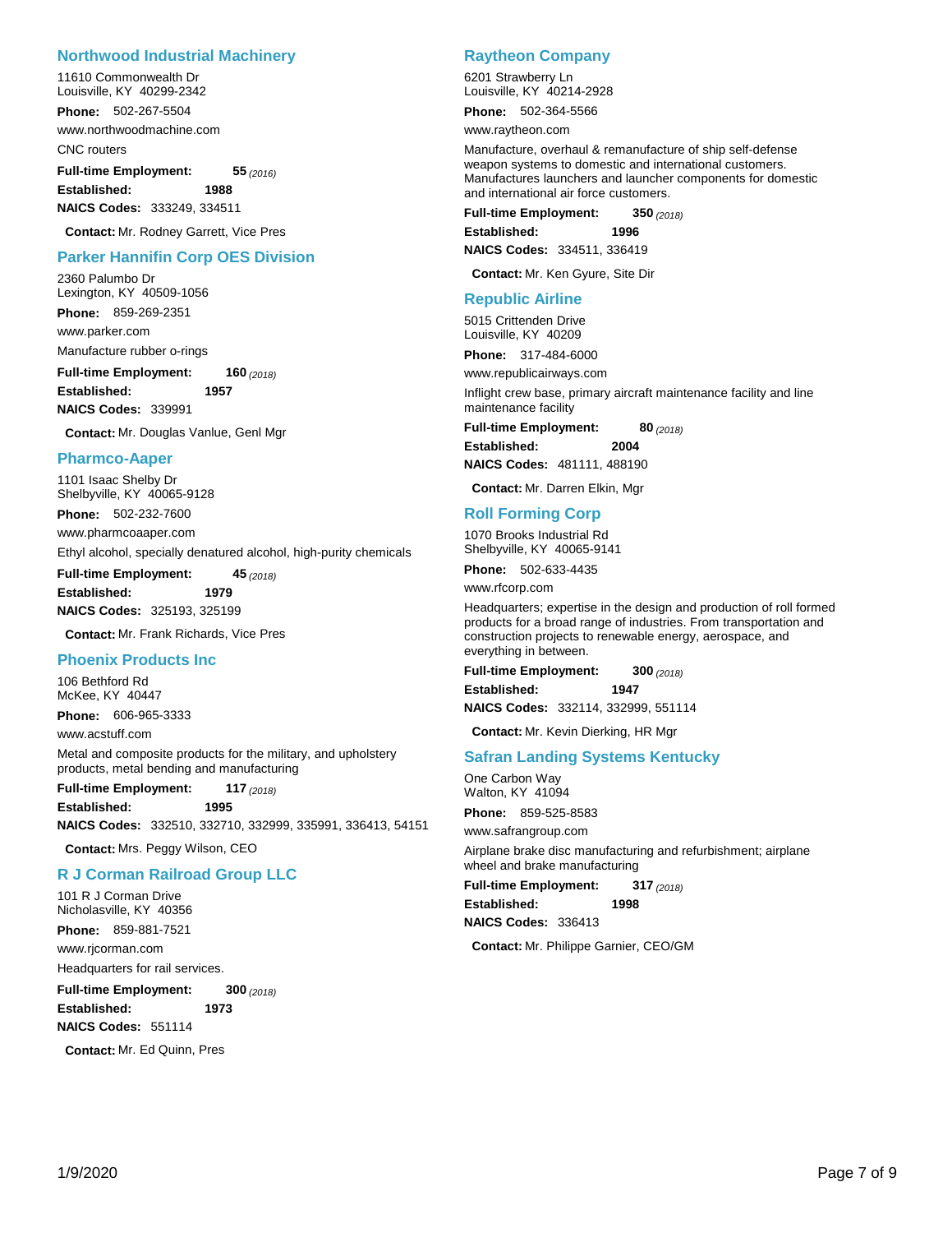## Northwood Industrial Machinery

11610 Commonwealth Dr
Louisville, KY 40299-2342

**Phone:** 502-267-5504

www.northwoodmachine.com

CNC routers

**Full-time Employment:** **55** *(2016)*

**Established:** **1988**

**NAICS Codes:** 333249, 334511

**Contact:** Mr. Rodney Garrett, Vice Pres

## Parker Hannifin Corp OES Division

2360 Palumbo Dr
Lexington, KY 40509-1056

**Phone:** 859-269-2351

www.parker.com

Manufacture rubber o-rings

**Full-time Employment:** **160** *(2018)*

**Established:** **1957**

**NAICS Codes:** 339991

**Contact:** Mr. Douglas Vanlue, Genl Mgr

## Pharmco-Aaper

1101 Isaac Shelby Dr
Shelbyville, KY 40065-9128

**Phone:** 502-232-7600

www.pharmcoaaper.com

Ethyl alcohol, specially denatured alcohol, high-purity chemicals

**Full-time Employment:** **45** *(2018)*

**Established:** **1979**

**NAICS Codes:** 325193, 325199

**Contact:** Mr. Frank Richards, Vice Pres

## Phoenix Products Inc

106 Bethford Rd
McKee, KY 40447

**Phone:** 606-965-3333

www.acstuff.com

Metal and composite products for the military, and upholstery products, metal bending and manufacturing

**Full-time Employment:** **117** *(2018)*

**Established:** **1995**

**NAICS Codes:** 332510, 332710, 332999, 335991, 336413, 54151

**Contact:** Mrs. Peggy Wilson, CEO

## R J Corman Railroad Group LLC

101 R J Corman Drive
Nicholasville, KY 40356

**Phone:** 859-881-7521

www.rjcorman.com

Headquarters for rail services.

**Full-time Employment:** **300** *(2018)*

**Established:** **1973**

**NAICS Codes:** 551114

**Contact:** Mr. Ed Quinn, Pres

## Raytheon Company

6201 Strawberry Ln
Louisville, KY 40214-2928

**Phone:** 502-364-5566

www.raytheon.com

Manufacture, overhaul & remanufacture of ship self-defense weapon systems to domestic and international customers. Manufactures launchers and launcher components for domestic and international air force customers.

**Full-time Employment:** **350** *(2018)*

**Established:** **1996**

**NAICS Codes:** 334511, 336419

**Contact:** Mr. Ken Gyure, Site Dir

## Republic Airline

5015 Crittenden Drive
Louisville, KY 40209

**Phone:** 317-484-6000

www.republicairways.com

Inflight crew base, primary aircraft maintenance facility and line maintenance facility

**Full-time Employment:** **80** *(2018)*

**Established:** **2004**

**NAICS Codes:** 481111, 488190

**Contact:** Mr. Darren Elkin, Mgr

## Roll Forming Corp

1070 Brooks Industrial Rd
Shelbyville, KY 40065-9141

**Phone:** 502-633-4435

www.rfcorp.com

Headquarters; expertise in the design and production of roll formed products for a broad range of industries. From transportation and construction projects to renewable energy, aerospace, and everything in between.

**Full-time Employment:** **300** *(2018)*

**Established:** **1947**

**NAICS Codes:** 332114, 332999, 551114

**Contact:** Mr. Kevin Dierking, HR Mgr

## Safran Landing Systems Kentucky

One Carbon Way
Walton, KY 41094

**Phone:** 859-525-8583

www.safrangroup.com

Airplane brake disc manufacturing and refurbishment; airplane wheel and brake manufacturing

**Full-time Employment:** **317** *(2018)*

**Established:** **1998**

**NAICS Codes:** 336413

**Contact:** Mr. Philippe Garnier, CEO/GM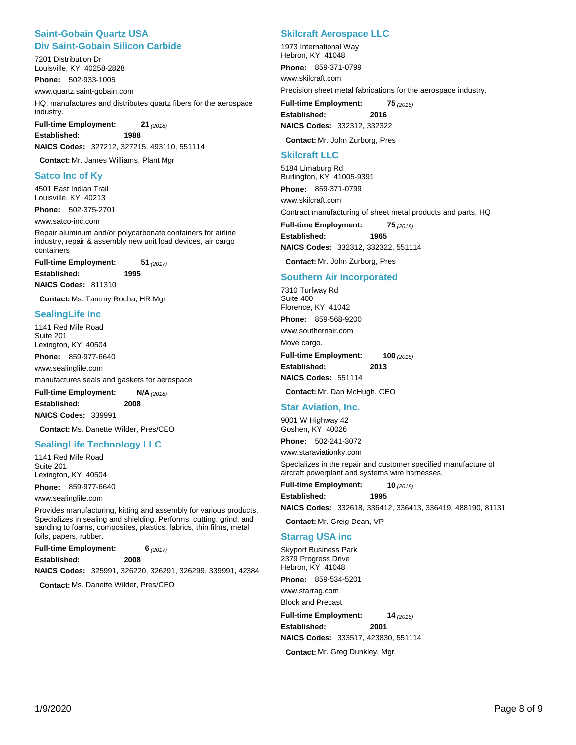## Saint-Gobain Quartz USA
## Div Saint-Gobain Silicon Carbide

7201 Distribution Dr
Louisville, KY 40258-2828

**Phone:** 502-933-1005

www.quartz.saint-gobain.com

HQ; manufactures and distributes quartz fibers for the aerospace industry.

**Full-time Employment:** **21** *(2018)*

**Established:** **1988**

**NAICS Codes:** 327212, 327215, 493110, 551114

**Contact:** Mr. James Williams, Plant Mgr

## Satco Inc of Ky

4501 East Indian Trail
Louisville, KY 40213

**Phone:** 502-375-2701

www.satco-inc.com

Repair aluminum and/or polycarbonate containers for airline industry, repair & assembly new unit load devices, air cargo containers

**Full-time Employment:** **51** *(2017)*

**Established:** **1995**

**NAICS Codes:** 811310

**Contact:** Ms. Tammy Rocha, HR Mgr

## SealingLife Inc

1141 Red Mile Road
Suite 201
Lexington, KY 40504

**Phone:** 859-977-6640

www.sealinglife.com

manufactures seals and gaskets for aerospace

**Full-time Employment:** **N/A** *(2018)*

**Established:** **2008**

**NAICS Codes:** 339991

**Contact:** Ms. Danette Wilder, Pres/CEO

## SealingLife Technology LLC

1141 Red Mile Road
Suite 201
Lexington, KY 40504

**Phone:** 859-977-6640

www.sealinglife.com

Provides manufacturing, kitting and assembly for various products. Specializes in sealing and shielding. Performs cutting, grind, and sanding to foams, composites, plastics, fabrics, thin films, metal foils, papers, rubber.

**Full-time Employment:** **6** *(2017)*

**Established:** **2008**

**NAICS Codes:** 325991, 326220, 326291, 326299, 339991, 42384

**Contact:** Ms. Danette Wilder, Pres/CEO

## Skilcraft Aerospace LLC

1973 International Way
Hebron, KY 41048

**Phone:** 859-371-0799

www.skilcraft.com

Precision sheet metal fabrications for the aerospace industry.

**Full-time Employment:** **75** *(2018)*

**Established:** **2016**

**NAICS Codes:** 332312, 332322

**Contact:** Mr. John Zurborg, Pres

## Skilcraft LLC

5184 Limaburg Rd
Burlington, KY 41005-9391

**Phone:** 859-371-0799

www.skilcraft.com

Contract manufacturing of sheet metal products and parts, HQ

**Full-time Employment:** **75** *(2018)*

**Established:** **1965**

**NAICS Codes:** 332312, 332322, 551114

**Contact:** Mr. John Zurborg, Pres

## Southern Air Incorporated

7310 Turfway Rd
Suite 400
Florence, KY 41042

**Phone:** 859-568-9200

www.southernair.com

Move cargo.

**Full-time Employment:** **100** *(2018)*

**Established:** **2013**

**NAICS Codes:** 551114

**Contact:** Mr. Dan McHugh, CEO

## Star Aviation, Inc.

9001 W Highway 42
Goshen, KY 40026

**Phone:** 502-241-3072

www.staraviationky.com

Specializes in the repair and customer specified manufacture of aircraft powerplant and systems wire harnesses.

**Full-time Employment:** **10** *(2018)*

**Established:** **1995**

**NAICS Codes:** 332618, 336412, 336413, 336419, 488190, 81131

**Contact:** Mr. Greig Dean, VP

## Starrag USA inc

Skyport Business Park
2379 Progress Drive
Hebron, KY 41048

**Phone:** 859-534-5201

www.starrag.com

Block and Precast

**Full-time Employment:** **14** *(2018)*

**Established:** **2001**

**NAICS Codes:** 333517, 423830, 551114

**Contact:** Mr. Greg Dunkley, Mgr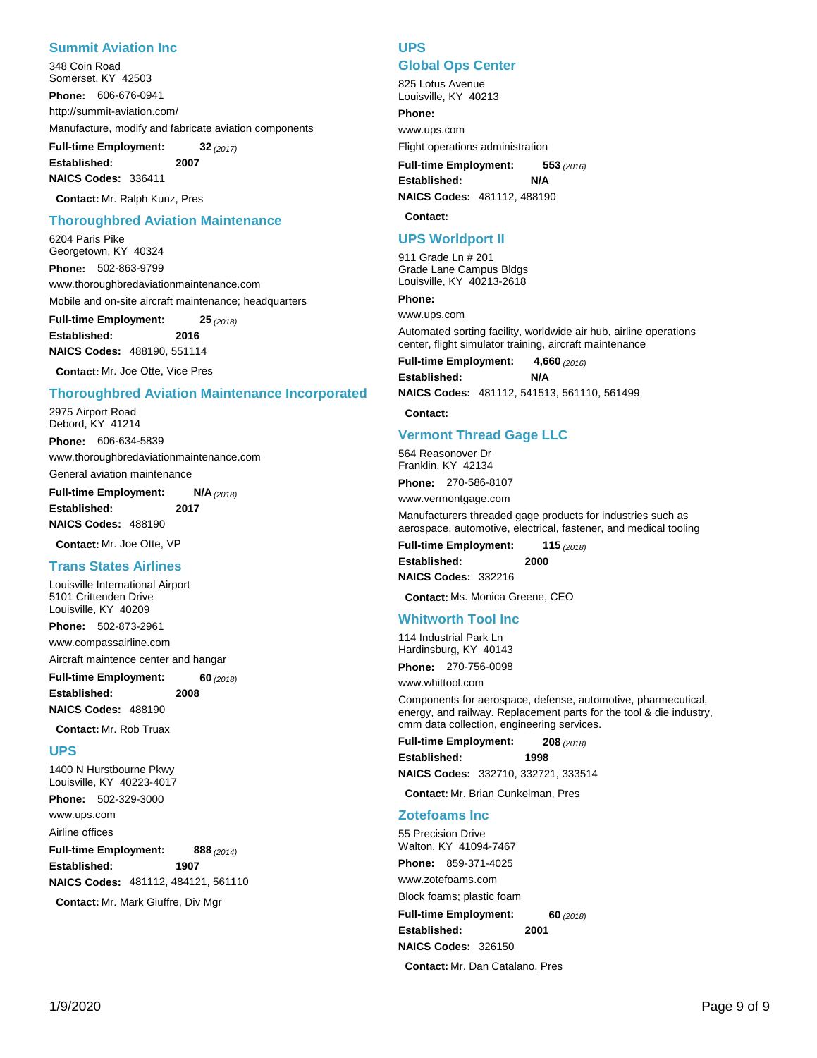### Summit Aviation Inc

348 Coin Road
Somerset, KY 42503

**Phone:** 606-676-0941

http://summit-aviation.com/

Manufacture, modify and fabricate aviation components

**Full-time Employment:** **32** *(2017)*

**Established:** **2007**

**NAICS Codes:** 336411

**Contact:** Mr. Ralph Kunz, Pres

### Thoroughbred Aviation Maintenance

6204 Paris Pike
Georgetown, KY 40324

**Phone:** 502-863-9799

www.thoroughbredaviationmaintenance.com

Mobile and on-site aircraft maintenance; headquarters

**Full-time Employment:** **25** *(2018)*

**Established:** **2016**

**NAICS Codes:** 488190, 551114

**Contact:** Mr. Joe Otte, Vice Pres

### Thoroughbred Aviation Maintenance Incorporated

2975 Airport Road
Debord, KY 41214

**Phone:** 606-634-5839

www.thoroughbredaviationmaintenance.com

General aviation maintenance

**Full-time Employment:** **N/A** *(2018)*

**Established:** **2017**

**NAICS Codes:** 488190

**Contact:** Mr. Joe Otte, VP

### Trans States Airlines

Louisville International Airport
5101 Crittenden Drive
Louisville, KY 40209

**Phone:** 502-873-2961

www.compassairline.com

Aircraft maintence center and hangar

**Full-time Employment:** **60** *(2018)*

**Established:** **2008**

**NAICS Codes:** 488190

**Contact:** Mr. Rob Truax

### UPS

1400 N Hurstbourne Pkwy
Louisville, KY 40223-4017

**Phone:** 502-329-3000

www.ups.com

Airline offices

**Full-time Employment:** **888** *(2014)*

**Established:** **1907**

**NAICS Codes:** 481112, 484121, 561110

**Contact:** Mr. Mark Giuffre, Div Mgr

### UPS
### Global Ops Center

825 Lotus Avenue
Louisville, KY 40213

**Phone:**

www.ups.com

Flight operations administration

**Full-time Employment:** **553** *(2016)*

**Established:** **N/A**

**NAICS Codes:** 481112, 488190

**Contact:**

### UPS Worldport II

911 Grade Ln # 201
Grade Lane Campus Bldgs
Louisville, KY 40213-2618

**Phone:**

www.ups.com

Automated sorting facility, worldwide air hub, airline operations center, flight simulator training, aircraft maintenance

**Full-time Employment:** **4,660** *(2016)*

**Established:** **N/A**

**NAICS Codes:** 481112, 541513, 561110, 561499

**Contact:**

### Vermont Thread Gage LLC

564 Reasonover Dr
Franklin, KY 42134

**Phone:** 270-586-8107

www.vermontgage.com

Manufacturers threaded gage products for industries such as aerospace, automotive, electrical, fastener, and medical tooling

**Full-time Employment:** **115** *(2018)*

**Established:** **2000**

**NAICS Codes:** 332216

**Contact:** Ms. Monica Greene, CEO

### Whitworth Tool Inc

114 Industrial Park Ln
Hardinsburg, KY 40143

**Phone:** 270-756-0098

www.whittool.com

Components for aerospace, defense, automotive, pharmaceutical, energy, and railway. Replacement parts for the tool & die industry, cmm data collection, engineering services.

**Full-time Employment:** **208** *(2018)*

**Established:** **1998**

**NAICS Codes:** 332710, 332721, 333514

**Contact:** Mr. Brian Cunkelman, Pres

### Zotefoams Inc

55 Precision Drive
Walton, KY 41094-7467

**Phone:** 859-371-4025

www.zotefoams.com

Block foams; plastic foam

**Full-time Employment:** **60** *(2018)*

**Established:** **2001**

**NAICS Codes:** 326150

**Contact:** Mr. Dan Catalano, Pres